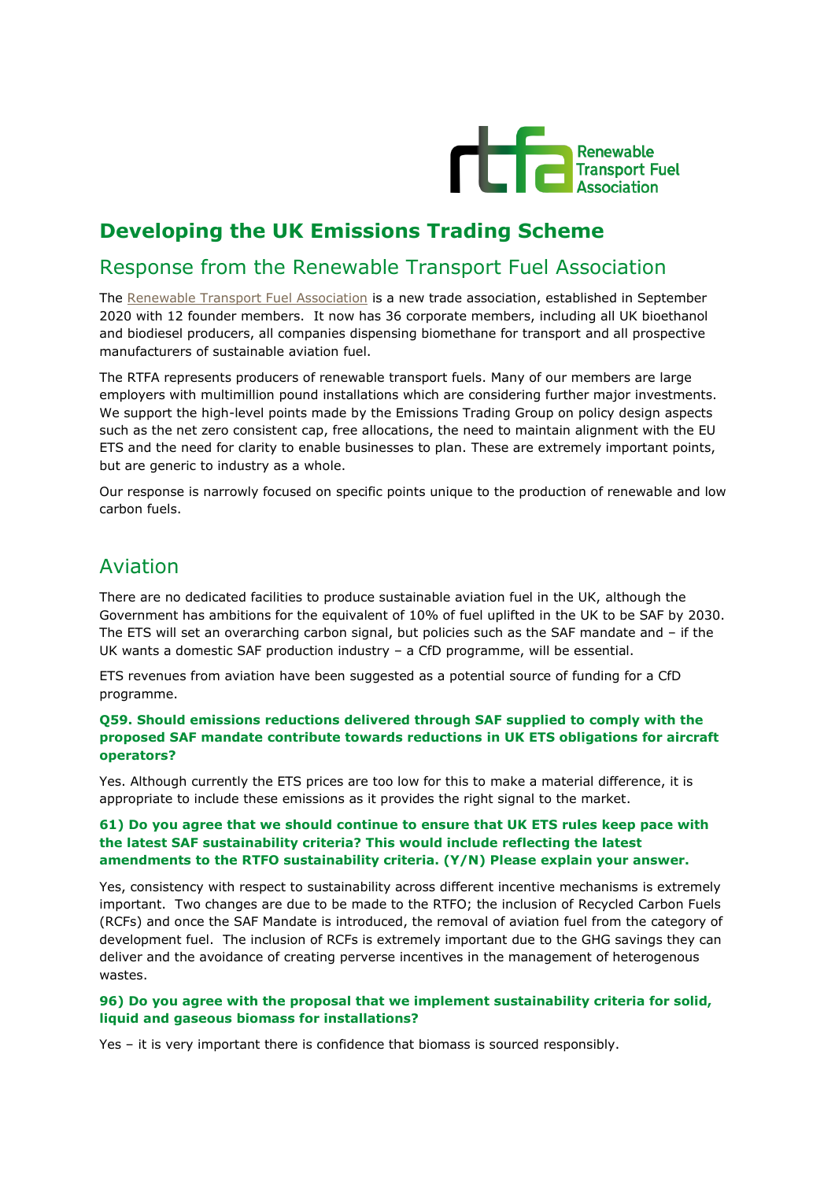# Developing the UK Emissions Trading Scheme

## Response from the Renewable Transport Fuel Association

The Renewable Transport Fuel Association is a new trade association, established in September 2020 with 12 founder members. It now has 36 corporate members, including all UK bioethanol and biodiesel producers, all companies dispensing biomethane for transport and all prospective manufacturers of sustainable aviation fuel.

The RTFA represents producers of renewable transport fuels. Many of our members are large employers with multimillion pound installations which are considering further major investments. We support the high-level points made by the Emissions Trading Group on policy design aspects such as the net zero consistent cap, free allocations, the need to maintain alignment with the EU ETS and the need for clarity to enable businesses to plan. These are extremely important points, but are generic to industry as a whole.

Our response is narrowly focused on specific points unique to the production of renewable and low carbon fuels.

## Aviation

There are no dedicated facilities to produce sustainable aviation fuel in the UK, although the Government has ambitions for the equivalent of 10% of fuel uplifted in the UK to be SAF by 2030. The ETS will set an overarching carbon signal, but policies such as the SAF mandate and – if the UK wants a domestic SAF production industry – a CfD programme, will be essential.

ETS revenues from aviation have been suggested as a potential source of funding for a CfD programme.

**Q59. Should emissions reductions delivered through SAF supplied to comply with the proposed SAF mandate contribute towards reductions in UK ETS obligations for aircraft operators?**

Yes. Although currently the ETS prices are too low for this to make a material difference, it is appropriate to include these emissions as it provides the right signal to the market.

**61) Do you agree that we should continue to ensure that UK ETS rules keep pace with the latest SAF sustainability criteria? This would include reflecting the latest amendments to the RTFO sustainability criteria. (Y/N) Please explain your answer.**

Yes, consistency with respect to sustainability across different incentive mechanisms is extremely important. Two changes are due to be made to the RTFO; the inclusion of Recycled Carbon Fuels (RCFs) and once the SAF Mandate is introduced, the removal of aviation fuel from the category of development fuel. The inclusion of RCFs is extremely important due to the GHG savings they can deliver and the avoidance of creating perverse incentives in the management of heterogenous wastes.

**96) Do you agree with the proposal that we implement sustainability criteria for solid, liquid and gaseous biomass for installations?**

Yes – it is very important there is confidence that biomass is sourced responsibly.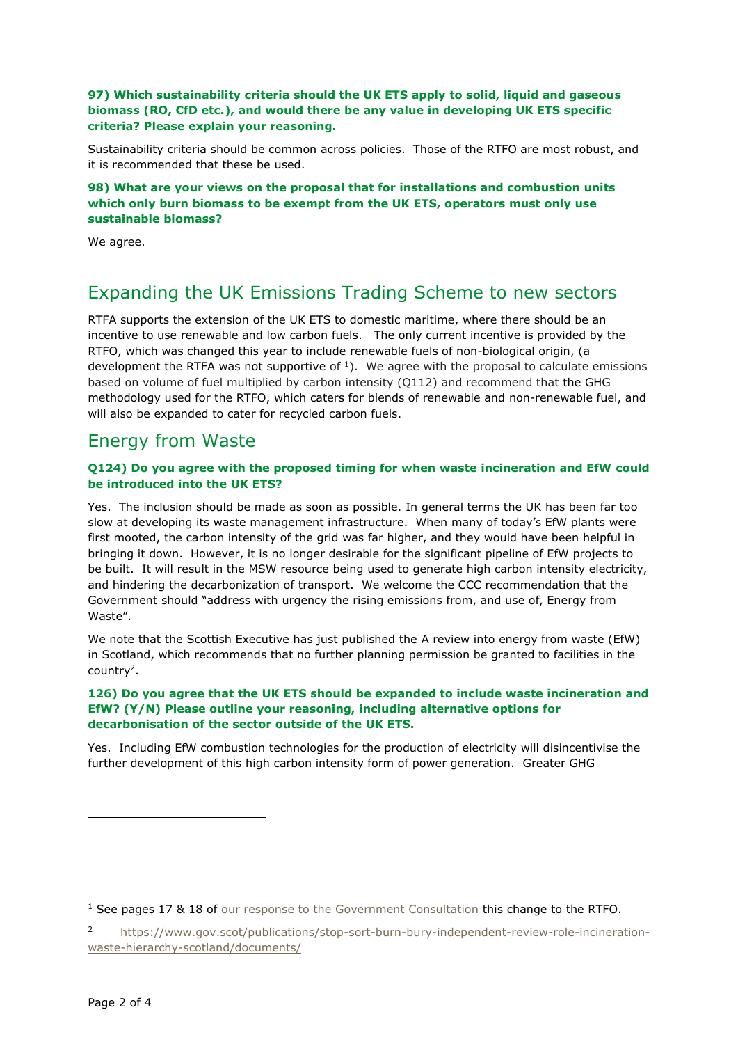**97) Which sustainability criteria should the UK ETS apply to solid, liquid and gaseous biomass (RO, CfD etc.), and would there be any value in developing UK ETS specific criteria? Please explain your reasoning.**

Sustainability criteria should be common across policies. Those of the RTFO are most robust, and it is recommended that these be used.

**98) What are your views on the proposal that for installations and combustion units which only burn biomass to be exempt from the UK ETS, operators must only use sustainable biomass?**

We agree.

## Expanding the UK Emissions Trading Scheme to new sectors

RTFA supports the extension of the UK ETS to domestic maritime, where there should be an incentive to use renewable and low carbon fuels. The only current incentive is provided by the RTFO, which was changed this year to include renewable fuels of non-biological origin, (a development the RTFA was not supportive of [1]). We agree with the proposal to calculate emissions based on volume of fuel multiplied by carbon intensity (Q112) and recommend that the GHG methodology used for the RTFO, which caters for blends of renewable and non-renewable fuel, and will also be expanded to cater for recycled carbon fuels.

## Energy from Waste

**Q124) Do you agree with the proposed timing for when waste incineration and EfW could be introduced into the UK ETS?**

Yes. The inclusion should be made as soon as possible. In general terms the UK has been far too slow at developing its waste management infrastructure. When many of today's EfW plants were first mooted, the carbon intensity of the grid was far higher, and they would have been helpful in bringing it down. However, it is no longer desirable for the significant pipeline of EfW projects to be built. It will result in the MSW resource being used to generate high carbon intensity electricity, and hindering the decarbonization of transport. We welcome the CCC recommendation that the Government should "address with urgency the rising emissions from, and use of, Energy from Waste".

We note that the Scottish Executive has just published the A review into energy from waste (EfW) in Scotland, which recommends that no further planning permission be granted to facilities in the country[2].

**126) Do you agree that the UK ETS should be expanded to include waste incineration and EfW? (Y/N) Please outline your reasoning, including alternative options for decarbonisation of the sector outside of the UK ETS.**

Yes. Including EfW combustion technologies for the production of electricity will disincentivise the further development of this high carbon intensity form of power generation. Greater GHG

---

[1] See pages 17 & 18 of our response to the Government Consultation this change to the RTFO.

[2] https://www.gov.scot/publications/stop-sort-burn-bury-independent-review-role-incineration-waste-hierarchy-scotland/documents/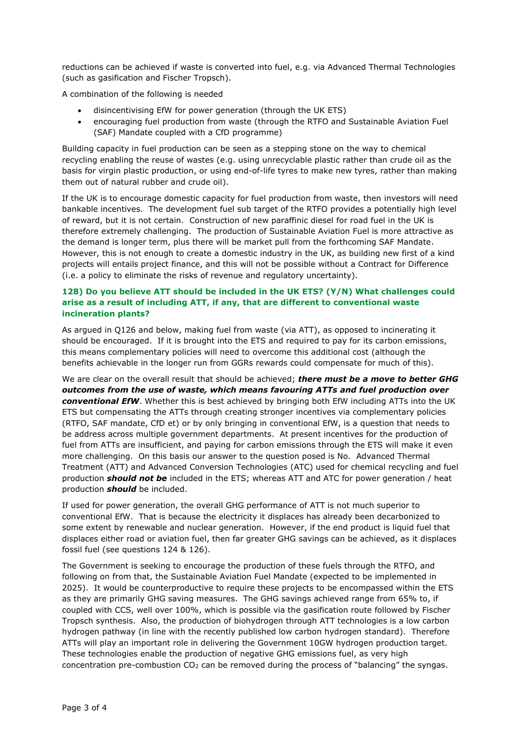reductions can be achieved if waste is converted into fuel, e.g. via Advanced Thermal Technologies (such as gasification and Fischer Tropsch).

A combination of the following is needed

- disincentivising EfW for power generation (through the UK ETS)
- encouraging fuel production from waste (through the RTFO and Sustainable Aviation Fuel (SAF) Mandate coupled with a CfD programme)

Building capacity in fuel production can be seen as a stepping stone on the way to chemical recycling enabling the reuse of wastes (e.g. using unrecyclable plastic rather than crude oil as the basis for virgin plastic production, or using end-of-life tyres to make new tyres, rather than making them out of natural rubber and crude oil).

If the UK is to encourage domestic capacity for fuel production from waste, then investors will need bankable incentives. The development fuel sub target of the RTFO provides a potentially high level of reward, but it is not certain. Construction of new paraffinic diesel for road fuel in the UK is therefore extremely challenging. The production of Sustainable Aviation Fuel is more attractive as the demand is longer term, plus there will be market pull from the forthcoming SAF Mandate. However, this is not enough to create a domestic industry in the UK, as building new first of a kind projects will entails project finance, and this will not be possible without a Contract for Difference (i.e. a policy to eliminate the risks of revenue and regulatory uncertainty).

### 128) Do you believe ATT should be included in the UK ETS? (Y/N) What challenges could arise as a result of including ATT, if any, that are different to conventional waste incineration plants?

As argued in Q126 and below, making fuel from waste (via ATT), as opposed to incinerating it should be encouraged. If it is brought into the ETS and required to pay for its carbon emissions, this means complementary policies will need to overcome this additional cost (although the benefits achievable in the longer run from GGRs rewards could compensate for much of this).

We are clear on the overall result that should be achieved; ***there must be a move to better GHG outcomes from the use of waste, which means favouring ATTs and fuel production over conventional EfW***. Whether this is best achieved by bringing both EfW including ATTs into the UK ETS but compensating the ATTs through creating stronger incentives via complementary policies (RTFO, SAF mandate, CfD et) or by only bringing in conventional EfW, is a question that needs to be address across multiple government departments. At present incentives for the production of fuel from ATTs are insufficient, and paying for carbon emissions through the ETS will make it even more challenging. On this basis our answer to the question posed is No. Advanced Thermal Treatment (ATT) and Advanced Conversion Technologies (ATC) used for chemical recycling and fuel production ***should not be*** included in the ETS; whereas ATT and ATC for power generation / heat production ***should*** be included.

If used for power generation, the overall GHG performance of ATT is not much superior to conventional EfW. That is because the electricity it displaces has already been decarbonized to some extent by renewable and nuclear generation. However, if the end product is liquid fuel that displaces either road or aviation fuel, then far greater GHG savings can be achieved, as it displaces fossil fuel (see questions 124 & 126).

The Government is seeking to encourage the production of these fuels through the RTFO, and following on from that, the Sustainable Aviation Fuel Mandate (expected to be implemented in 2025). It would be counterproductive to require these projects to be encompassed within the ETS as they are primarily GHG saving measures. The GHG savings achieved range from 65% to, if coupled with CCS, well over 100%, which is possible via the gasification route followed by Fischer Tropsch synthesis. Also, the production of biohydrogen through ATT technologies is a low carbon hydrogen pathway (in line with the recently published low carbon hydrogen standard). Therefore ATTs will play an important role in delivering the Government 10GW hydrogen production target. These technologies enable the production of negative GHG emissions fuel, as very high concentration pre-combustion $CO_2$ can be removed during the process of "balancing" the syngas.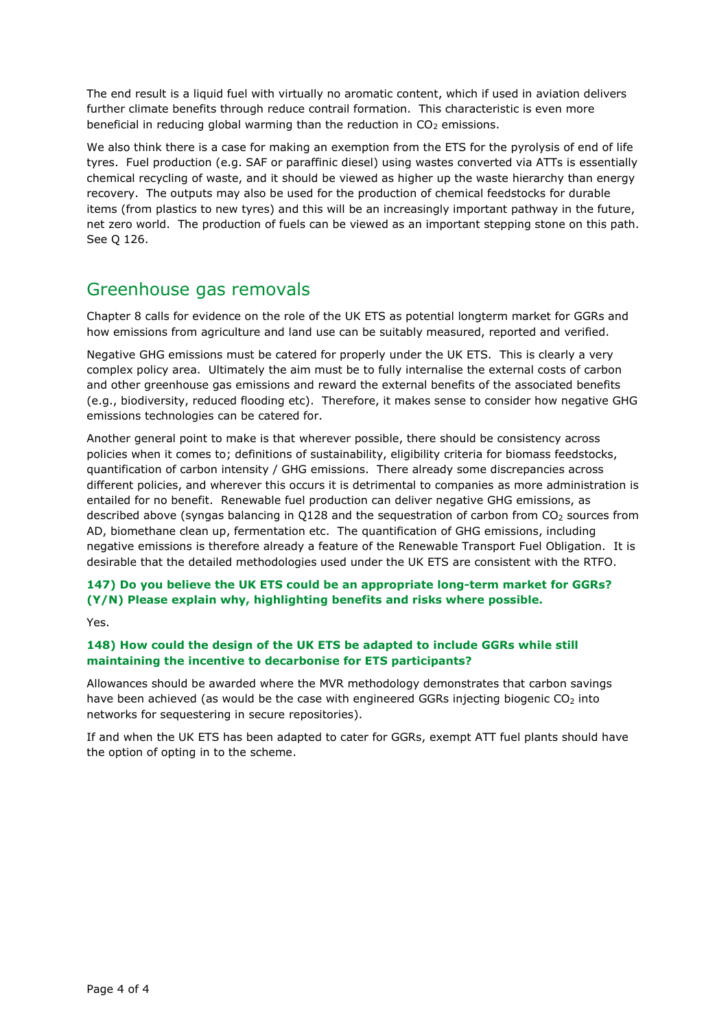The end result is a liquid fuel with virtually no aromatic content, which if used in aviation delivers further climate benefits through reduce contrail formation. This characteristic is even more beneficial in reducing global warming than the reduction in $CO_2$ emissions.

We also think there is a case for making an exemption from the ETS for the pyrolysis of end of life tyres. Fuel production (e.g. SAF or paraffinic diesel) using wastes converted via ATTs is essentially chemical recycling of waste, and it should be viewed as higher up the waste hierarchy than energy recovery. The outputs may also be used for the production of chemical feedstocks for durable items (from plastics to new tyres) and this will be an increasingly important pathway in the future, net zero world. The production of fuels can be viewed as an important stepping stone on this path. See Q 126.

## Greenhouse gas removals

Chapter 8 calls for evidence on the role of the UK ETS as potential longterm market for GGRs and how emissions from agriculture and land use can be suitably measured, reported and verified.

Negative GHG emissions must be catered for properly under the UK ETS. This is clearly a very complex policy area. Ultimately the aim must be to fully internalise the external costs of carbon and other greenhouse gas emissions and reward the external benefits of the associated benefits (e.g., biodiversity, reduced flooding etc). Therefore, it makes sense to consider how negative GHG emissions technologies can be catered for.

Another general point to make is that wherever possible, there should be consistency across policies when it comes to; definitions of sustainability, eligibility criteria for biomass feedstocks, quantification of carbon intensity / GHG emissions. There already some discrepancies across different policies, and wherever this occurs it is detrimental to companies as more administration is entailed for no benefit. Renewable fuel production can deliver negative GHG emissions, as described above (syngas balancing in Q128 and the sequestration of carbon from $CO_2$ sources from AD, biomethane clean up, fermentation etc. The quantification of GHG emissions, including negative emissions is therefore already a feature of the Renewable Transport Fuel Obligation. It is desirable that the detailed methodologies used under the UK ETS are consistent with the RTFO.

**147) Do you believe the UK ETS could be an appropriate long-term market for GGRs? (Y/N) Please explain why, highlighting benefits and risks where possible.**

Yes.

**148) How could the design of the UK ETS be adapted to include GGRs while still maintaining the incentive to decarbonise for ETS participants?**

Allowances should be awarded where the MVR methodology demonstrates that carbon savings have been achieved (as would be the case with engineered GGRs injecting biogenic $CO_2$ into networks for sequestering in secure repositories).

If and when the UK ETS has been adapted to cater for GGRs, exempt ATT fuel plants should have the option of opting in to the scheme.